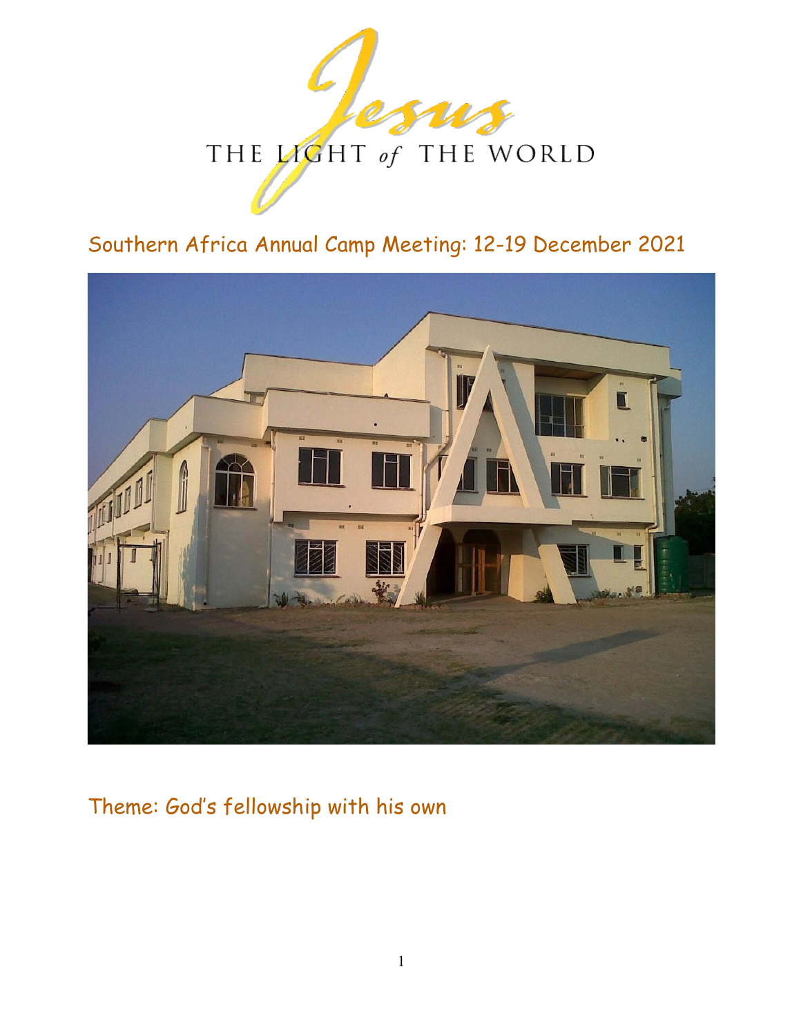# Jesus THE LIGHT of THE WORLD

## Southern Africa Annual Camp Meeting: 12-19 December 2021

Theme: God's fellowship with his own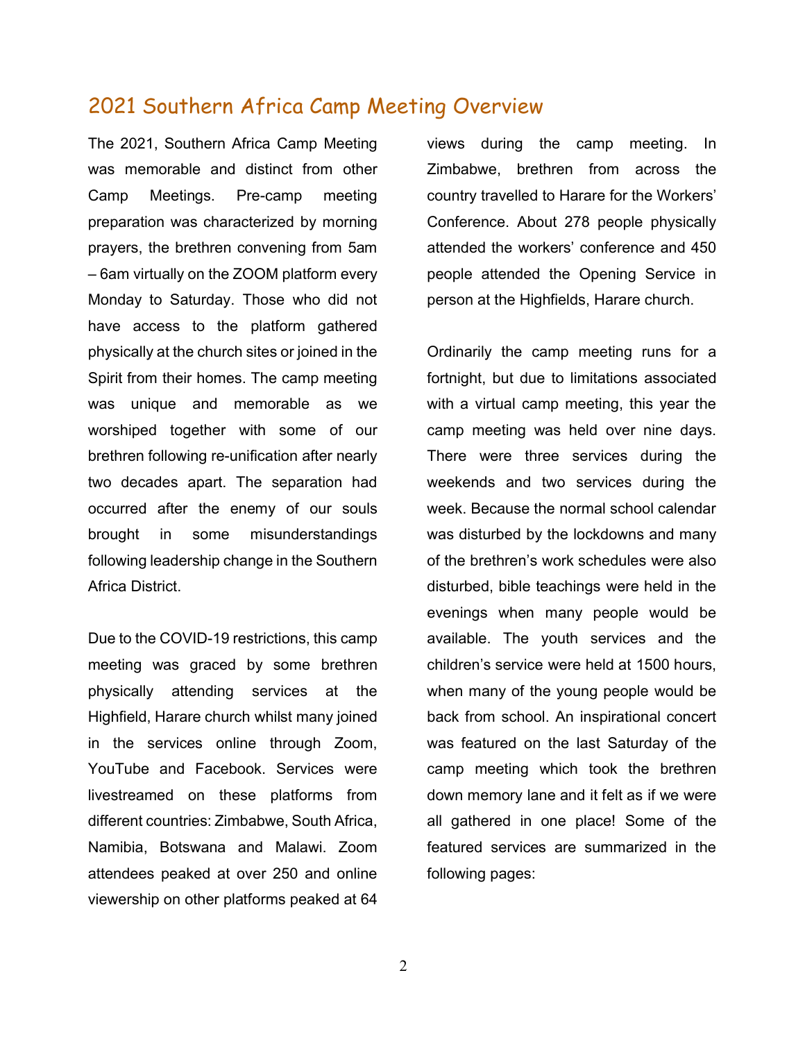## 2021 Southern Africa Camp Meeting Overview

The 2021, Southern Africa Camp Meeting was memorable and distinct from other Camp Meetings. Pre-camp meeting preparation was characterized by morning prayers, the brethren convening from 5am – 6am virtually on the ZOOM platform every Monday to Saturday. Those who did not have access to the platform gathered physically at the church sites or joined in the Spirit from their homes. The camp meeting was unique and memorable as we worshiped together with some of our brethren following re-unification after nearly two decades apart. The separation had occurred after the enemy of our souls brought in some misunderstandings following leadership change in the Southern Africa District.

Due to the COVID-19 restrictions, this camp meeting was graced by some brethren physically attending services at the Highfield, Harare church whilst many joined in the services online through Zoom, YouTube and Facebook. Services were livestreamed on these platforms from different countries: Zimbabwe, South Africa, Namibia, Botswana and Malawi. Zoom attendees peaked at over 250 and online viewership on other platforms peaked at 64 views during the camp meeting. In Zimbabwe, brethren from across the country travelled to Harare for the Workers' Conference. About 278 people physically attended the workers' conference and 450 people attended the Opening Service in person at the Highfields, Harare church.

Ordinarily the camp meeting runs for a fortnight, but due to limitations associated with a virtual camp meeting, this year the camp meeting was held over nine days. There were three services during the weekends and two services during the week. Because the normal school calendar was disturbed by the lockdowns and many of the brethren's work schedules were also disturbed, bible teachings were held in the evenings when many people would be available. The youth services and the children's service were held at 1500 hours, when many of the young people would be back from school. An inspirational concert was featured on the last Saturday of the camp meeting which took the brethren down memory lane and it felt as if we were all gathered in one place! Some of the featured services are summarized in the following pages: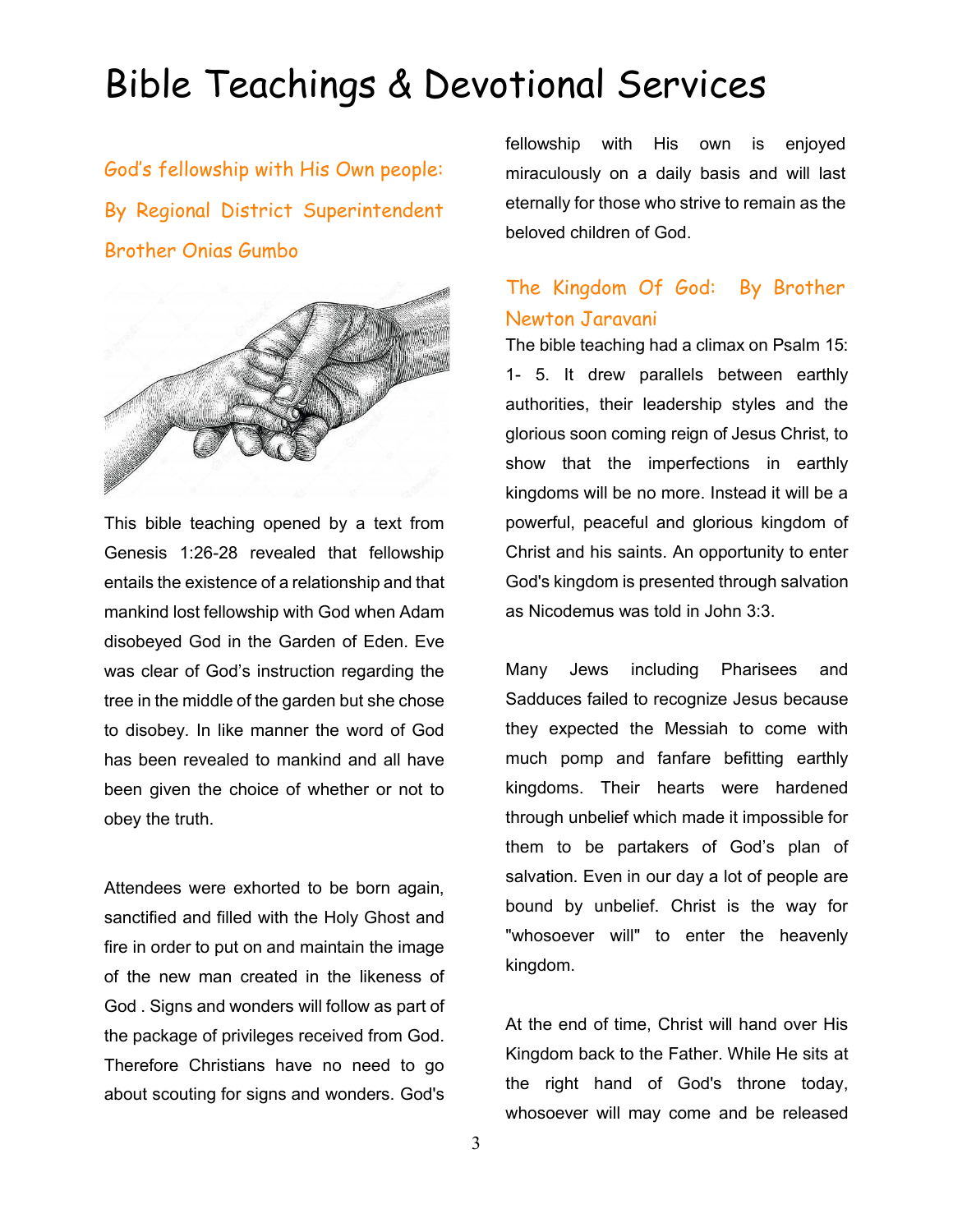# Bible Teachings & Devotional Services

## God's fellowship with His Own people: By Regional District Superintendent Brother Onias Gumbo

This bible teaching opened by a text from Genesis 1:26-28 revealed that fellowship entails the existence of a relationship and that mankind lost fellowship with God when Adam disobeyed God in the Garden of Eden. Eve was clear of God's instruction regarding the tree in the middle of the garden but she chose to disobey. In like manner the word of God has been revealed to mankind and all have been given the choice of whether or not to obey the truth.

Attendees were exhorted to be born again, sanctified and filled with the Holy Ghost and fire in order to put on and maintain the image of the new man created in the likeness of God . Signs and wonders will follow as part of the package of privileges received from God. Therefore Christians have no need to go about scouting for signs and wonders. God's fellowship with His own is enjoyed miraculously on a daily basis and will last eternally for those who strive to remain as the beloved children of God.

## The Kingdom Of God: By Brother Newton Jaravani

The bible teaching had a climax on Psalm 15: 1- 5. It drew parallels between earthly authorities, their leadership styles and the glorious soon coming reign of Jesus Christ, to show that the imperfections in earthly kingdoms will be no more. Instead it will be a powerful, peaceful and glorious kingdom of Christ and his saints. An opportunity to enter God's kingdom is presented through salvation as Nicodemus was told in John 3:3.

Many Jews including Pharisees and Sadduces failed to recognize Jesus because they expected the Messiah to come with much pomp and fanfare befitting earthly kingdoms. Their hearts were hardened through unbelief which made it impossible for them to be partakers of God's plan of salvation. Even in our day a lot of people are bound by unbelief. Christ is the way for "whosoever will" to enter the heavenly kingdom.

At the end of time, Christ will hand over His Kingdom back to the Father. While He sits at the right hand of God's throne today, whosoever will may come and be released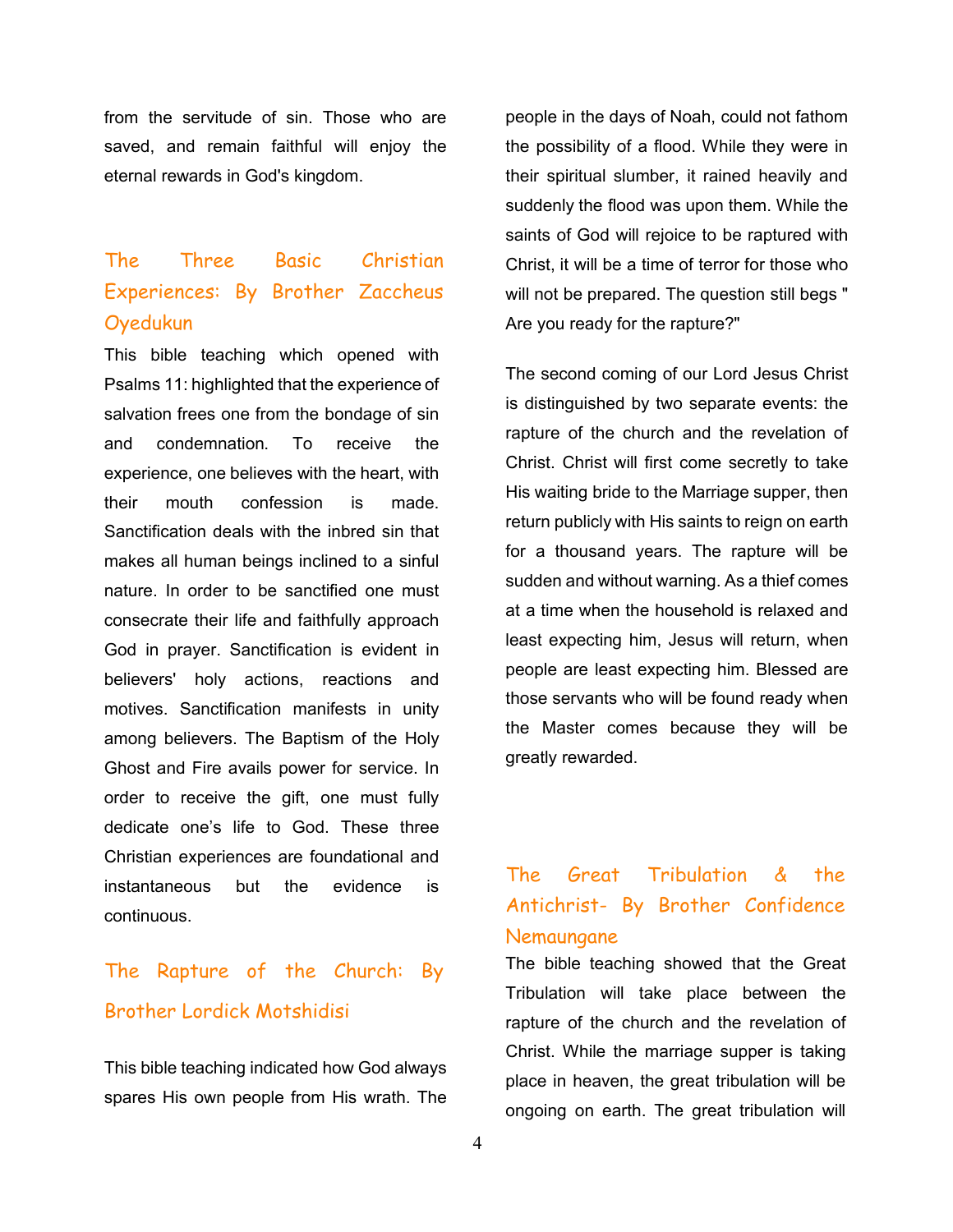from the servitude of sin. Those who are saved, and remain faithful will enjoy the eternal rewards in God's kingdom.

## The Three Basic Christian Experiences: By Brother Zaccheus Oyedukun

This bible teaching which opened with Psalms 11: highlighted that the experience of salvation frees one from the bondage of sin and condemnation. To receive the experience, one believes with the heart, with their mouth confession is made. Sanctification deals with the inbred sin that makes all human beings inclined to a sinful nature. In order to be sanctified one must consecrate their life and faithfully approach God in prayer. Sanctification is evident in believers' holy actions, reactions and motives. Sanctification manifests in unity among believers. The Baptism of the Holy Ghost and Fire avails power for service. In order to receive the gift, one must fully dedicate one's life to God. These three Christian experiences are foundational and instantaneous but the evidence is continuous.

## The Rapture of the Church: By Brother Lordick Motshidisi

This bible teaching indicated how God always spares His own people from His wrath. The people in the days of Noah, could not fathom the possibility of a flood. While they were in their spiritual slumber, it rained heavily and suddenly the flood was upon them. While the saints of God will rejoice to be raptured with Christ, it will be a time of terror for those who will not be prepared. The question still begs " Are you ready for the rapture?"

The second coming of our Lord Jesus Christ is distinguished by two separate events: the rapture of the church and the revelation of Christ. Christ will first come secretly to take His waiting bride to the Marriage supper, then return publicly with His saints to reign on earth for a thousand years. The rapture will be sudden and without warning. As a thief comes at a time when the household is relaxed and least expecting him, Jesus will return, when people are least expecting him. Blessed are those servants who will be found ready when the Master comes because they will be greatly rewarded.

## The Great Tribulation & the Antichrist- By Brother Confidence Nemaungane

The bible teaching showed that the Great Tribulation will take place between the rapture of the church and the revelation of Christ. While the marriage supper is taking place in heaven, the great tribulation will be ongoing on earth. The great tribulation will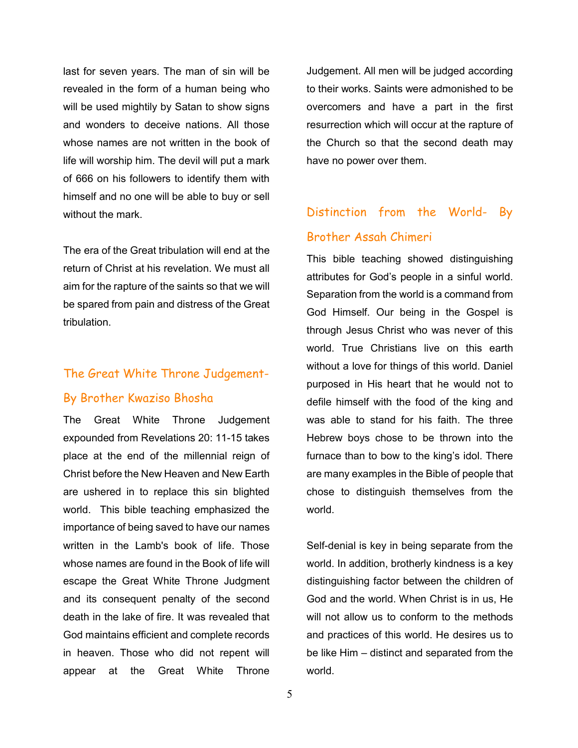last for seven years. The man of sin will be revealed in the form of a human being who will be used mightily by Satan to show signs and wonders to deceive nations. All those whose names are not written in the book of life will worship him. The devil will put a mark of 666 on his followers to identify them with himself and no one will be able to buy or sell without the mark.

The era of the Great tribulation will end at the return of Christ at his revelation. We must all aim for the rapture of the saints so that we will be spared from pain and distress of the Great tribulation.

## The Great White Throne Judgement- By Brother Kwaziso Bhosha

The Great White Throne Judgement expounded from Revelations 20: 11-15 takes place at the end of the millennial reign of Christ before the New Heaven and New Earth are ushered in to replace this sin blighted world. This bible teaching emphasized the importance of being saved to have our names written in the Lamb's book of life. Those whose names are found in the Book of life will escape the Great White Throne Judgment and its consequent penalty of the second death in the lake of fire. It was revealed that God maintains efficient and complete records in heaven. Those who did not repent will appear at the Great White Throne Judgement. All men will be judged according to their works. Saints were admonished to be overcomers and have a part in the first resurrection which will occur at the rapture of the Church so that the second death may have no power over them.

## Distinction from the World- By Brother Assah Chimeri

This bible teaching showed distinguishing attributes for God's people in a sinful world. Separation from the world is a command from God Himself. Our being in the Gospel is through Jesus Christ who was never of this world. True Christians live on this earth without a love for things of this world. Daniel purposed in His heart that he would not to defile himself with the food of the king and was able to stand for his faith. The three Hebrew boys chose to be thrown into the furnace than to bow to the king's idol. There are many examples in the Bible of people that chose to distinguish themselves from the world.

Self-denial is key in being separate from the world. In addition, brotherly kindness is a key distinguishing factor between the children of God and the world. When Christ is in us, He will not allow us to conform to the methods and practices of this world. He desires us to be like Him – distinct and separated from the world.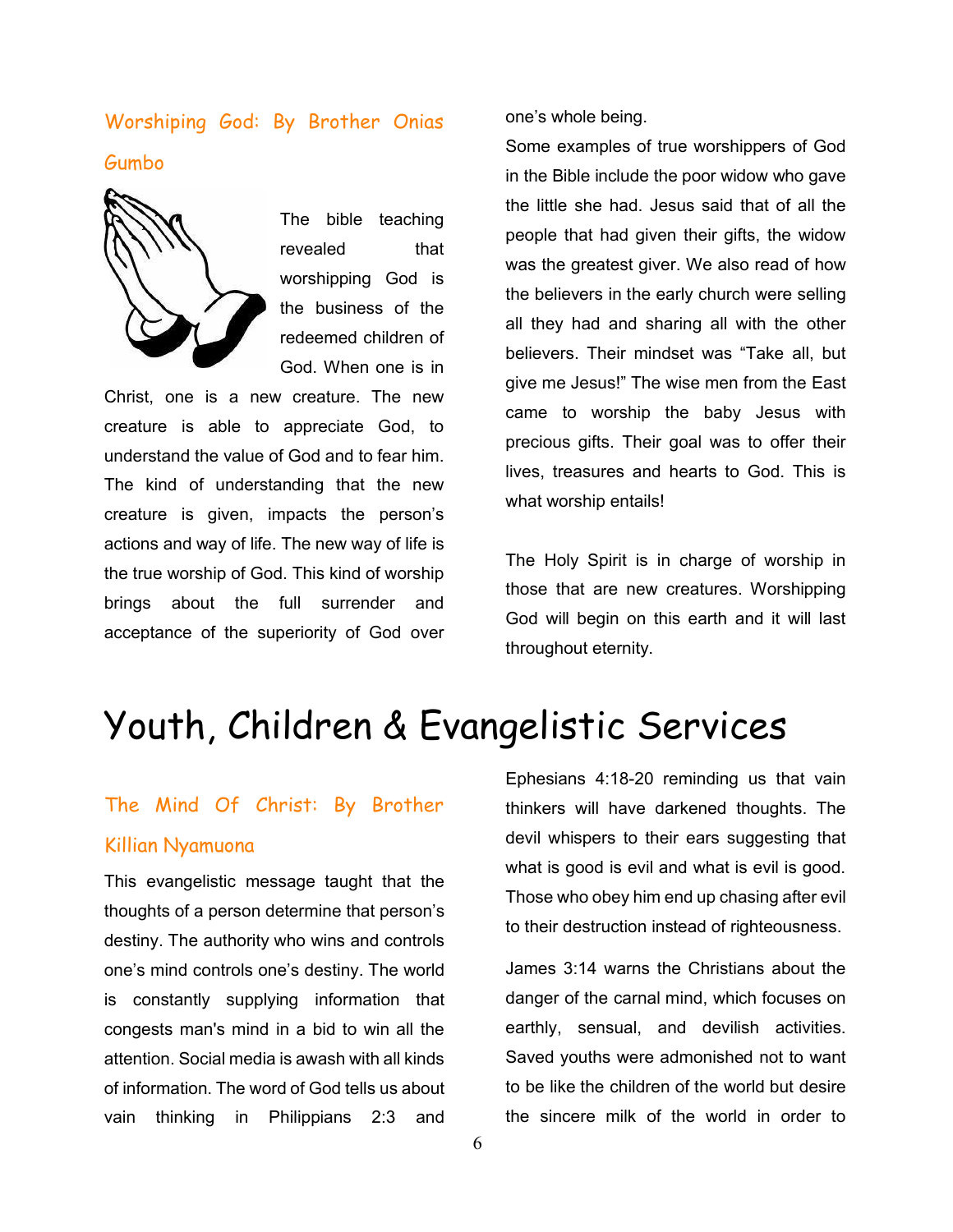### Worshiping God: By Brother Onias Gumbo

The bible teaching revealed that worshipping God is the business of the redeemed children of God. When one is in Christ, one is a new creature. The new creature is able to appreciate God, to understand the value of God and to fear him. The kind of understanding that the new creature is given, impacts the person's actions and way of life. The new way of life is the true worship of God. This kind of worship brings about the full surrender and acceptance of the superiority of God over one's whole being.

Some examples of true worshippers of God in the Bible include the poor widow who gave the little she had. Jesus said that of all the people that had given their gifts, the widow was the greatest giver. We also read of how the believers in the early church were selling all they had and sharing all with the other believers. Their mindset was "Take all, but give me Jesus!" The wise men from the East came to worship the baby Jesus with precious gifts. Their goal was to offer their lives, treasures and hearts to God. This is what worship entails!

The Holy Spirit is in charge of worship in those that are new creatures. Worshipping God will begin on this earth and it will last throughout eternity.

# Youth, Children & Evangelistic Services

### The Mind Of Christ: By Brother Killian Nyamuona

This evangelistic message taught that the thoughts of a person determine that person's destiny. The authority who wins and controls one's mind controls one's destiny. The world is constantly supplying information that congests man's mind in a bid to win all the attention. Social media is awash with all kinds of information. The word of God tells us about vain thinking in Philippians 2:3 and Ephesians 4:18-20 reminding us that vain thinkers will have darkened thoughts. The devil whispers to their ears suggesting that what is good is evil and what is evil is good. Those who obey him end up chasing after evil to their destruction instead of righteousness.

James 3:14 warns the Christians about the danger of the carnal mind, which focuses on earthly, sensual, and devilish activities. Saved youths were admonished not to want to be like the children of the world but desire the sincere milk of the world in order to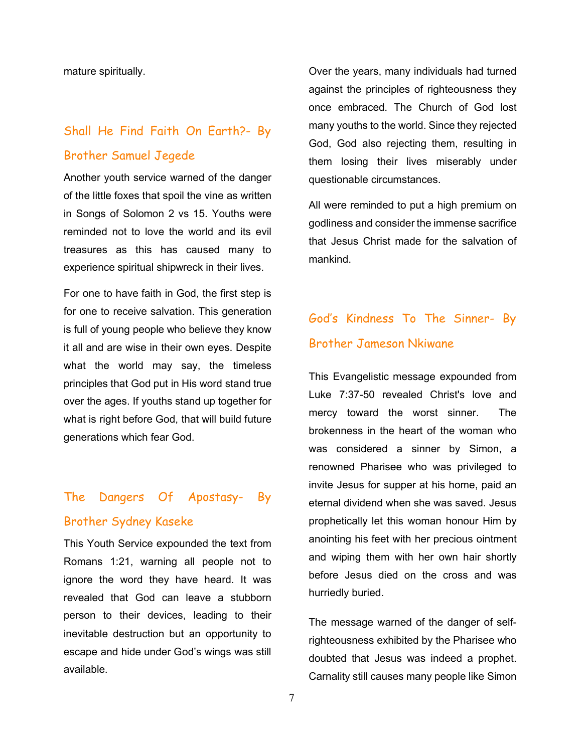mature spiritually.

## Shall He Find Faith On Earth?- By Brother Samuel Jegede

Another youth service warned of the danger of the little foxes that spoil the vine as written in Songs of Solomon 2 vs 15. Youths were reminded not to love the world and its evil treasures as this has caused many to experience spiritual shipwreck in their lives.

For one to have faith in God, the first step is for one to receive salvation. This generation is full of young people who believe they know it all and are wise in their own eyes. Despite what the world may say, the timeless principles that God put in His word stand true over the ages. If youths stand up together for what is right before God, that will build future generations which fear God.

## The Dangers Of Apostasy- By Brother Sydney Kaseke

This Youth Service expounded the text from Romans 1:21, warning all people not to ignore the word they have heard. It was revealed that God can leave a stubborn person to their devices, leading to their inevitable destruction but an opportunity to escape and hide under God's wings was still available.

Over the years, many individuals had turned against the principles of righteousness they once embraced. The Church of God lost many youths to the world. Since they rejected God, God also rejecting them, resulting in them losing their lives miserably under questionable circumstances.

All were reminded to put a high premium on godliness and consider the immense sacrifice that Jesus Christ made for the salvation of mankind.

## God's Kindness To The Sinner- By Brother Jameson Nkiwane

This Evangelistic message expounded from Luke 7:37-50 revealed Christ's love and mercy toward the worst sinner. The brokenness in the heart of the woman who was considered a sinner by Simon, a renowned Pharisee who was privileged to invite Jesus for supper at his home, paid an eternal dividend when she was saved. Jesus prophetically let this woman honour Him by anointing his feet with her precious ointment and wiping them with her own hair shortly before Jesus died on the cross and was hurriedly buried.

The message warned of the danger of self-righteousness exhibited by the Pharisee who doubted that Jesus was indeed a prophet. Carnality still causes many people like Simon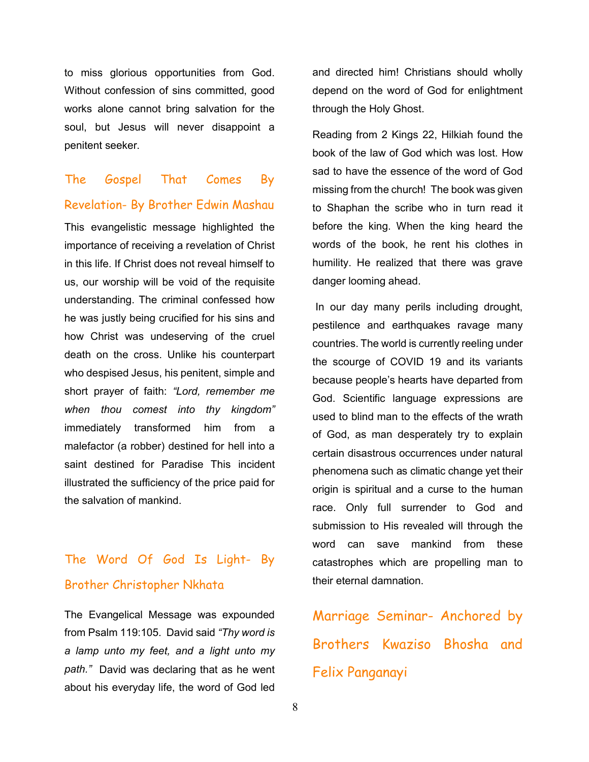to miss glorious opportunities from God. Without confession of sins committed, good works alone cannot bring salvation for the soul, but Jesus will never disappoint a penitent seeker.

## The Gospel That Comes By Revelation- By Brother Edwin Mashau

This evangelistic message highlighted the importance of receiving a revelation of Christ in this life. If Christ does not reveal himself to us, our worship will be void of the requisite understanding. The criminal confessed how he was justly being crucified for his sins and how Christ was undeserving of the cruel death on the cross. Unlike his counterpart who despised Jesus, his penitent, simple and short prayer of faith: *"Lord, remember me when thou comest into thy kingdom"* immediately transformed him from a malefactor (a robber) destined for hell into a saint destined for Paradise This incident illustrated the sufficiency of the price paid for the salvation of mankind.

## The Word Of God Is Light- By Brother Christopher Nkhata

The Evangelical Message was expounded from Psalm 119:105. David said *"Thy word is a lamp unto my feet, and a light unto my path."* David was declaring that as he went about his everyday life, the word of God led and directed him! Christians should wholly depend on the word of God for enlightment through the Holy Ghost.

Reading from 2 Kings 22, Hilkiah found the book of the law of God which was lost. How sad to have the essence of the word of God missing from the church! The book was given to Shaphan the scribe who in turn read it before the king. When the king heard the words of the book, he rent his clothes in humility. He realized that there was grave danger looming ahead.

In our day many perils including drought, pestilence and earthquakes ravage many countries. The world is currently reeling under the scourge of COVID 19 and its variants because people's hearts have departed from God. Scientific language expressions are used to blind man to the effects of the wrath of God, as man desperately try to explain certain disastrous occurrences under natural phenomena such as climatic change yet their origin is spiritual and a curse to the human race. Only full surrender to God and submission to His revealed will through the word can save mankind from these catastrophes which are propelling man to their eternal damnation.

## Marriage Seminar- Anchored by Brothers Kwaziso Bhosha and Felix Panganayi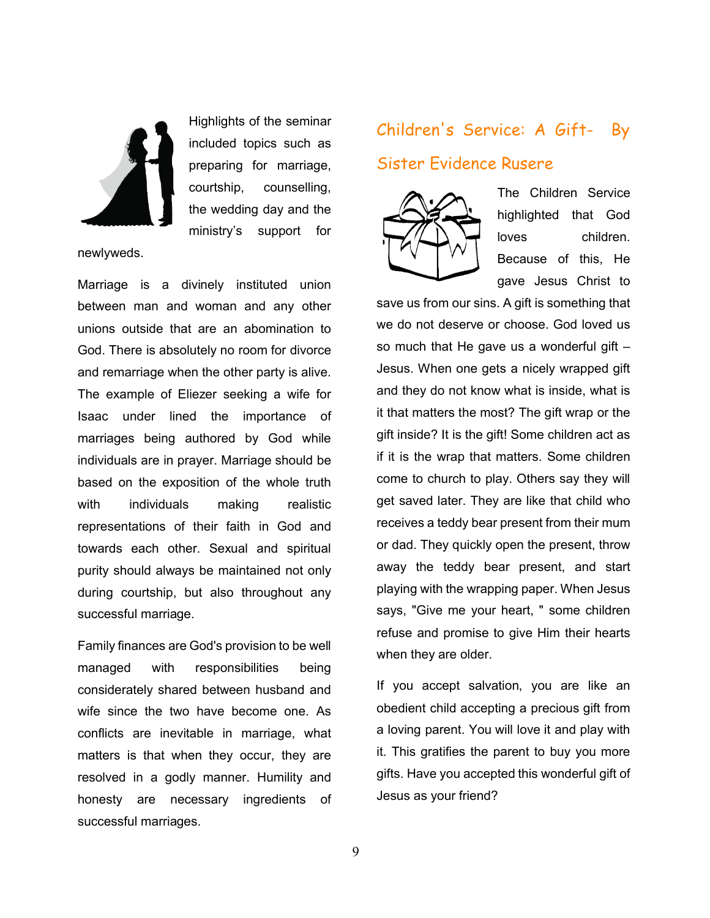Highlights of the seminar included topics such as preparing for marriage, courtship, counselling, the wedding day and the ministry's support for newlyweds.

Marriage is a divinely instituted union between man and woman and any other unions outside that are an abomination to God. There is absolutely no room for divorce and remarriage when the other party is alive. The example of Eliezer seeking a wife for Isaac under lined the importance of marriages being authored by God while individuals are in prayer. Marriage should be based on the exposition of the whole truth with individuals making realistic representations of their faith in God and towards each other. Sexual and spiritual purity should always be maintained not only during courtship, but also throughout any successful marriage.

Family finances are God's provision to be well managed with responsibilities being considerately shared between husband and wife since the two have become one. As conflicts are inevitable in marriage, what matters is that when they occur, they are resolved in a godly manner. Humility and honesty are necessary ingredients of successful marriages.

## Children's Service: A Gift- By Sister Evidence Rusere

The Children Service highlighted that God loves children. Because of this, He gave Jesus Christ to save us from our sins. A gift is something that we do not deserve or choose. God loved us so much that He gave us a wonderful gift – Jesus. When one gets a nicely wrapped gift and they do not know what is inside, what is it that matters the most? The gift wrap or the gift inside? It is the gift! Some children act as if it is the wrap that matters. Some children come to church to play. Others say they will get saved later. They are like that child who receives a teddy bear present from their mum or dad. They quickly open the present, throw away the teddy bear present, and start playing with the wrapping paper. When Jesus says, "Give me your heart, " some children refuse and promise to give Him their hearts when they are older.

If you accept salvation, you are like an obedient child accepting a precious gift from a loving parent. You will love it and play with it. This gratifies the parent to buy you more gifts. Have you accepted this wonderful gift of Jesus as your friend?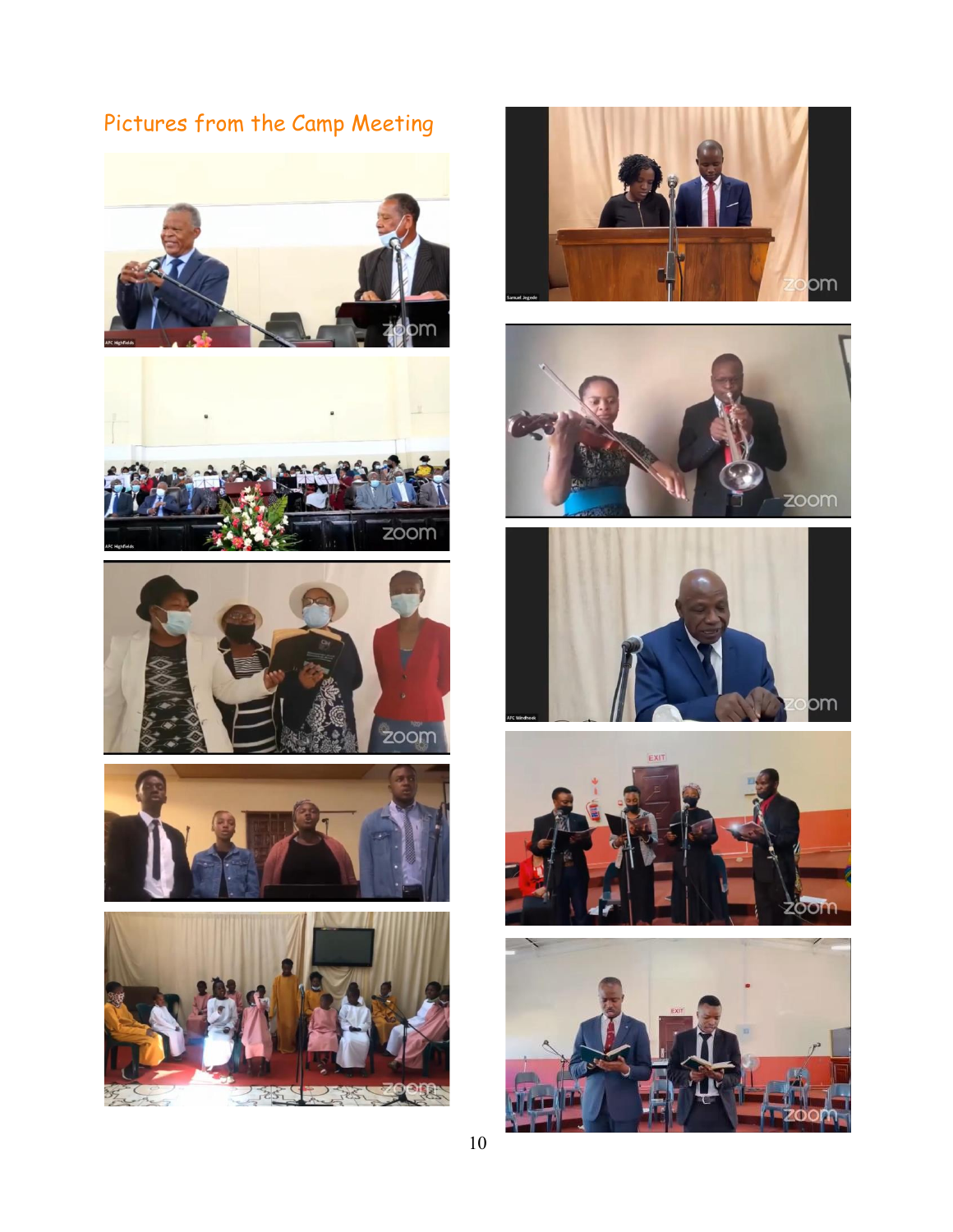## Pictures from the Camp Meeting